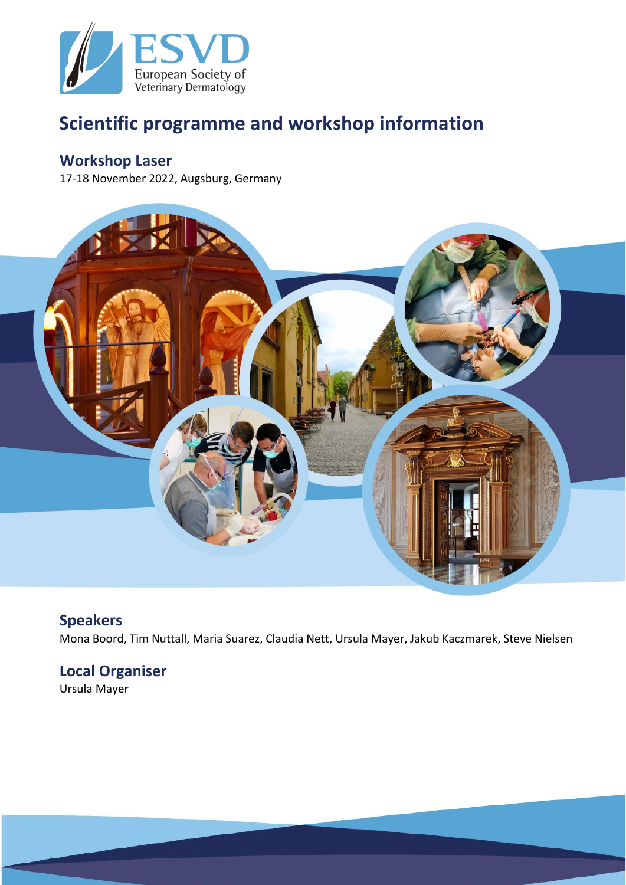ESVD

European Society of Veterinary Dermatology

# Scientific programme and workshop information

## Workshop Laser

17-18 November 2022, Augsburg, Germany

## Speakers

Mona Boord, Tim Nuttall, Maria Suarez, Claudia Nett, Ursula Mayer, Jakub Kaczmarek, Steve Nielsen

## Local Organiser

Ursula Mayer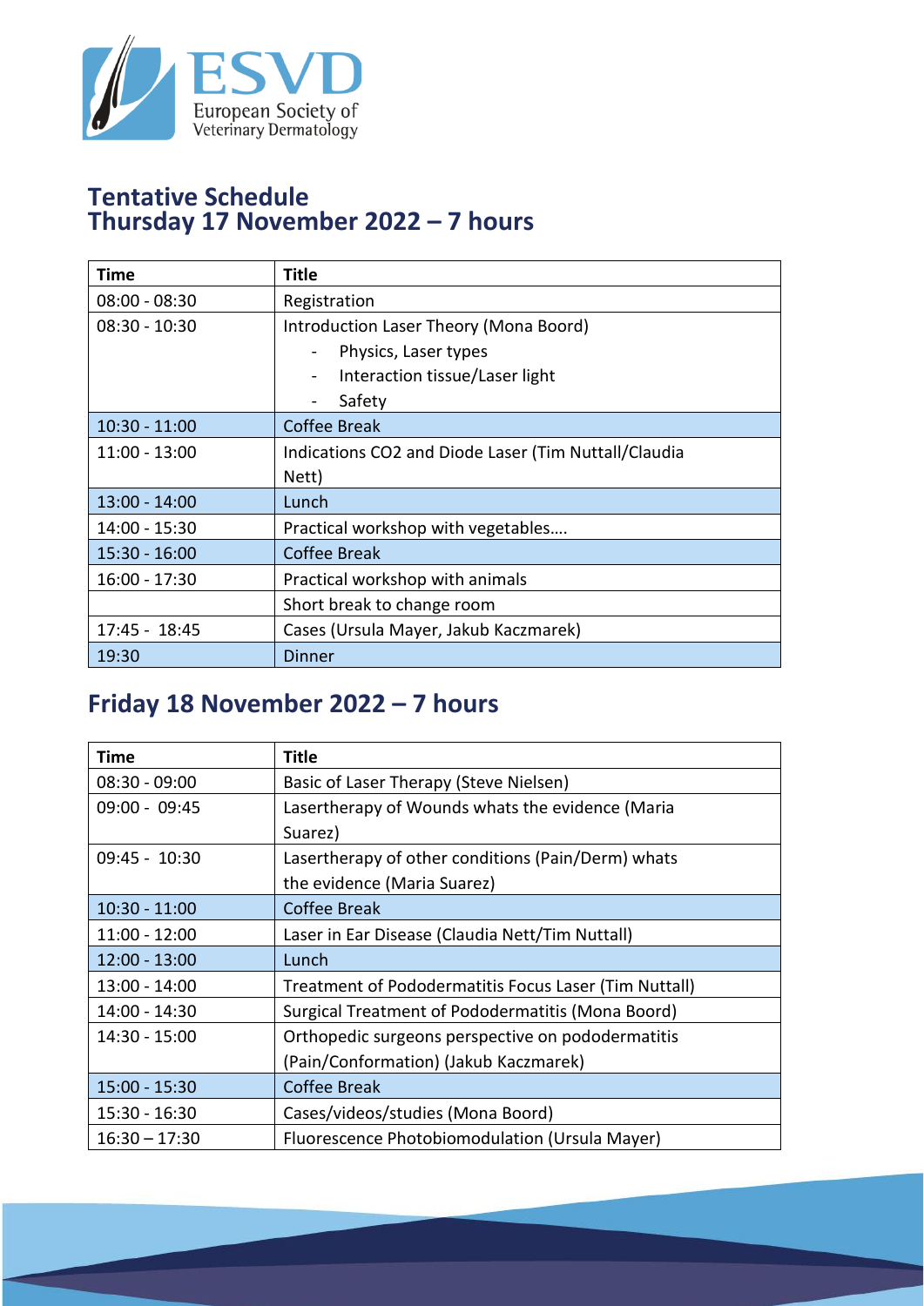ESVD
European Society of Veterinary Dermatology

## Tentative Schedule
## Thursday 17 November 2022 – 7 hours

| Time | Title |
| --- | --- |
| 08:00 - 08:30 | Registration |
| 08:30 - 10:30 | Introduction Laser Theory (Mona Boord)<br>- Physics, Laser types<br>- Interaction tissue/Laser light<br>- Safety |
| 10:30 - 11:00 | Coffee Break |
| 11:00 - 13:00 | Indications CO2 and Diode Laser (Tim Nuttall/Claudia Nett) |
| 13:00 - 14:00 | Lunch |
| 14:00 - 15:30 | Practical workshop with vegetables…. |
| 15:30 - 16:00 | Coffee Break |
| 16:00 - 17:30 | Practical workshop with animals |
| | Short break to change room |
| 17:45 - 18:45 | Cases (Ursula Mayer, Jakub Kaczmarek) |
| 19:30 | Dinner |

## Friday 18 November 2022 – 7 hours

| Time | Title |
| --- | --- |
| 08:30 - 09:00 | Basic of Laser Therapy (Steve Nielsen) |
| 09:00 - 09:45 | Lasertherapy of Wounds whats the evidence (Maria Suarez) |
| 09:45 - 10:30 | Lasertherapy of other conditions (Pain/Derm) whats the evidence (Maria Suarez) |
| 10:30 - 11:00 | Coffee Break |
| 11:00 - 12:00 | Laser in Ear Disease (Claudia Nett/Tim Nuttall) |
| 12:00 - 13:00 | Lunch |
| 13:00 - 14:00 | Treatment of Pododermatitis Focus Laser (Tim Nuttall) |
| 14:00 - 14:30 | Surgical Treatment of Pododermatitis (Mona Boord) |
| 14:30 - 15:00 | Orthopedic surgeons perspective on pododermatitis (Pain/Conformation) (Jakub Kaczmarek) |
| 15:00 - 15:30 | Coffee Break |
| 15:30 - 16:30 | Cases/videos/studies (Mona Boord) |
| 16:30 – 17:30 | Fluorescence Photobiomodulation (Ursula Mayer) |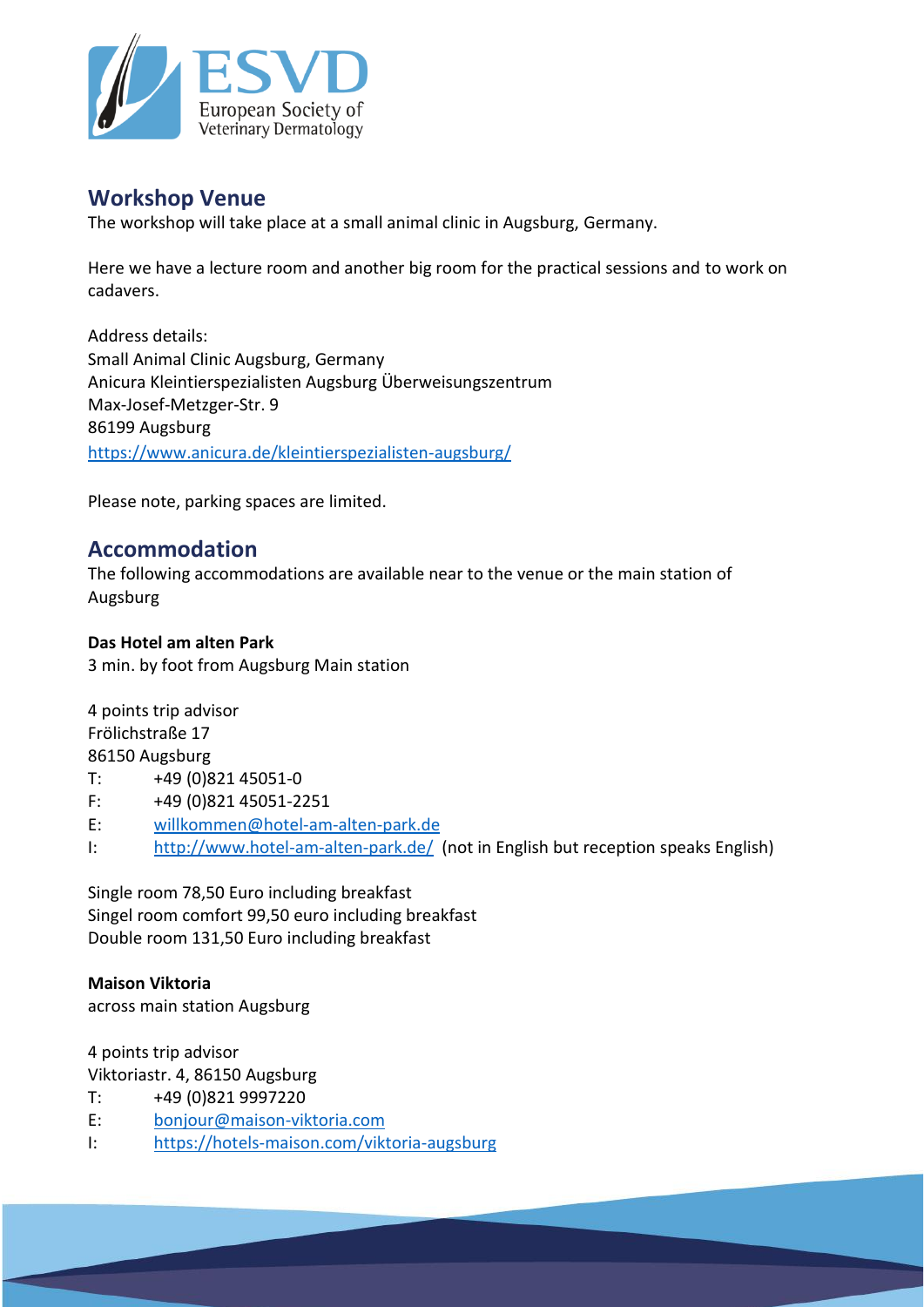## Workshop Venue

The workshop will take place at a small animal clinic in Augsburg, Germany.

Here we have a lecture room and another big room for the practical sessions and to work on cadavers.

Address details:
Small Animal Clinic Augsburg, Germany
Anicura Kleintierspezialisten Augsburg Überweisungszentrum
Max-Josef-Metzger-Str. 9
86199 Augsburg
https://www.anicura.de/kleintierspezialisten-augsburg/

Please note, parking spaces are limited.

## Accommodation

The following accommodations are available near to the venue or the main station of Augsburg

**Das Hotel am alten Park**
3 min. by foot from Augsburg Main station

4 points trip advisor
Frölichstraße 17
86150 Augsburg
T: +49 (0)821 45051-0
F: +49 (0)821 45051-2251
E: willkommen@hotel-am-alten-park.de
I: http://www.hotel-am-alten-park.de/ (not in English but reception speaks English)

Single room 78,50 Euro including breakfast
Singel room comfort 99,50 euro including breakfast
Double room 131,50 Euro including breakfast

**Maison Viktoria**
across main station Augsburg

4 points trip advisor
Viktoriastr. 4, 86150 Augsburg
T: +49 (0)821 9997220
E: bonjour@maison-viktoria.com
I: https://hotels-maison.com/viktoria-augsburg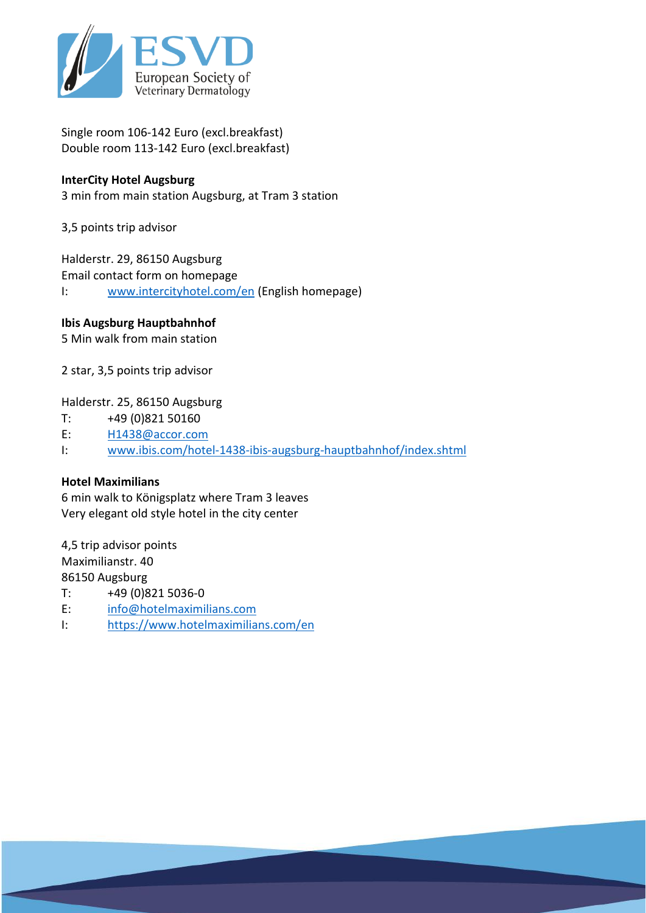Single room 106-142 Euro (excl.breakfast)
Double room 113-142 Euro (excl.breakfast)

**InterCity Hotel Augsburg**
3 min from main station Augsburg, at Tram 3 station

3,5 points trip advisor

Halderstr. 29, 86150 Augsburg
Email contact form on homepage
I: www.intercityhotel.com/en (English homepage)

**Ibis Augsburg Hauptbahnhof**
5 Min walk from main station

2 star, 3,5 points trip advisor

Halderstr. 25, 86150 Augsburg
T: +49 (0)821 50160
E: H1438@accor.com
I: www.ibis.com/hotel-1438-ibis-augsburg-hauptbahnhof/index.shtml

**Hotel Maximilians**
6 min walk to Königsplatz where Tram 3 leaves
Very elegant old style hotel in the city center

4,5 trip advisor points
Maximilianstr. 40
86150 Augsburg
T: +49 (0)821 5036-0
E: info@hotelmaximilians.com
I: https://www.hotelmaximilians.com/en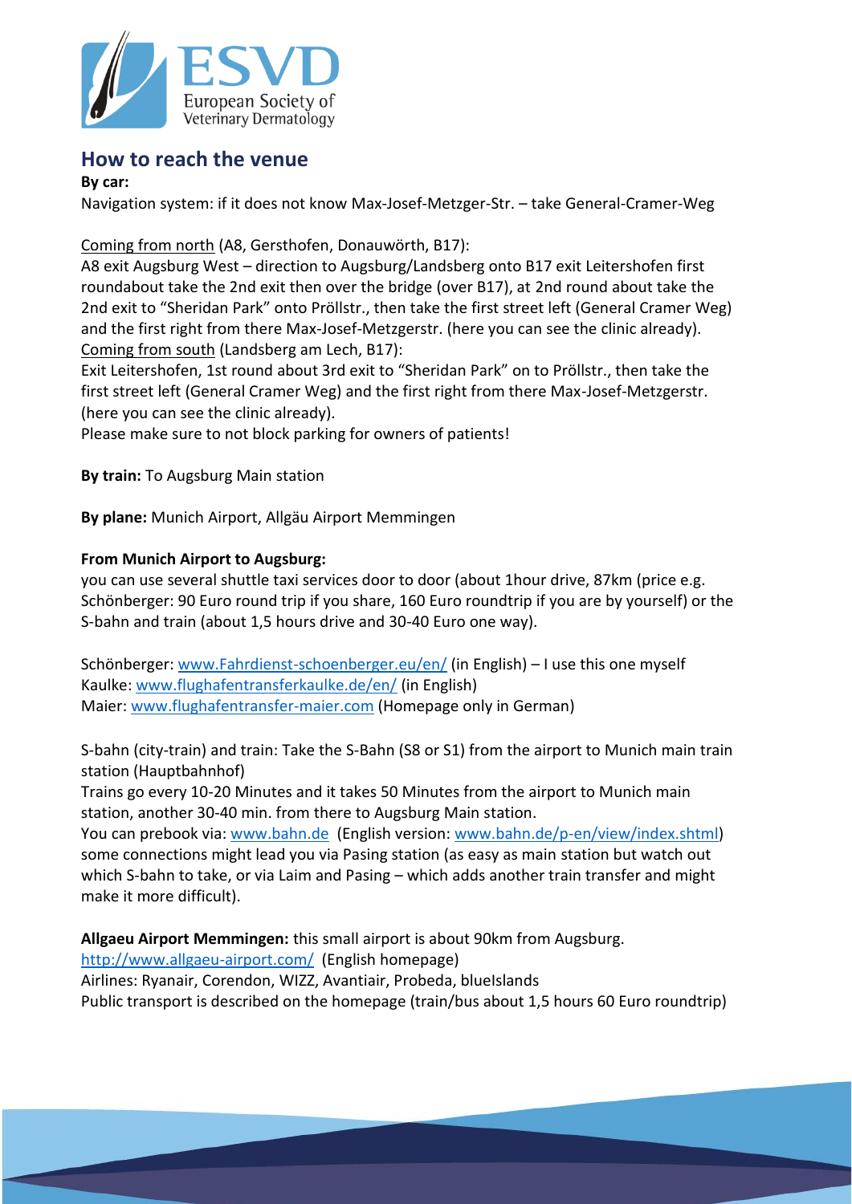## How to reach the venue

**By car:**

Navigation system: if it does not know Max-Josef-Metzger-Str. – take General-Cramer-Weg

Coming from north (A8, Gersthofen, Donauwörth, B17):
A8 exit Augsburg West – direction to Augsburg/Landsberg onto B17 exit Leitershofen first roundabout take the 2nd exit then over the bridge (over B17), at 2nd round about take the 2nd exit to "Sheridan Park" onto Pröllstr., then take the first street left (General Cramer Weg) and the first right from there Max-Josef-Metzgerstr. (here you can see the clinic already).
Coming from south (Landsberg am Lech, B17):
Exit Leitershofen, 1st round about 3rd exit to "Sheridan Park" on to Pröllstr., then take the first street left (General Cramer Weg) and the first right from there Max-Josef-Metzgerstr. (here you can see the clinic already).
Please make sure to not block parking for owners of patients!

**By train:** To Augsburg Main station

**By plane:** Munich Airport, Allgäu Airport Memmingen

**From Munich Airport to Augsburg:**
you can use several shuttle taxi services door to door (about 1hour drive, 87km (price e.g. Schönberger: 90 Euro round trip if you share, 160 Euro roundtrip if you are by yourself) or the S-bahn and train (about 1,5 hours drive and 30-40 Euro one way).

Schönberger: www.Fahrdienst-schoenberger.eu/en/ (in English) – I use this one myself
Kaulke: www.flughafentransferkaulke.de/en/ (in English)
Maier: www.flughafentransfer-maier.com (Homepage only in German)

S-bahn (city-train) and train: Take the S-Bahn (S8 or S1) from the airport to Munich main train station (Hauptbahnhof)
Trains go every 10-20 Minutes and it takes 50 Minutes from the airport to Munich main station, another 30-40 min. from there to Augsburg Main station.
You can prebook via: www.bahn.de (English version: www.bahn.de/p-en/view/index.shtml)
some connections might lead you via Pasing station (as easy as main station but watch out which S-bahn to take, or via Laim and Pasing – which adds another train transfer and might make it more difficult).

**Allgaeu Airport Memmingen:** this small airport is about 90km from Augsburg.
http://www.allgaeu-airport.com/ (English homepage)
Airlines: Ryanair, Corendon, WIZZ, Avantiair, Probeda, blueIslands
Public transport is described on the homepage (train/bus about 1,5 hours 60 Euro roundtrip)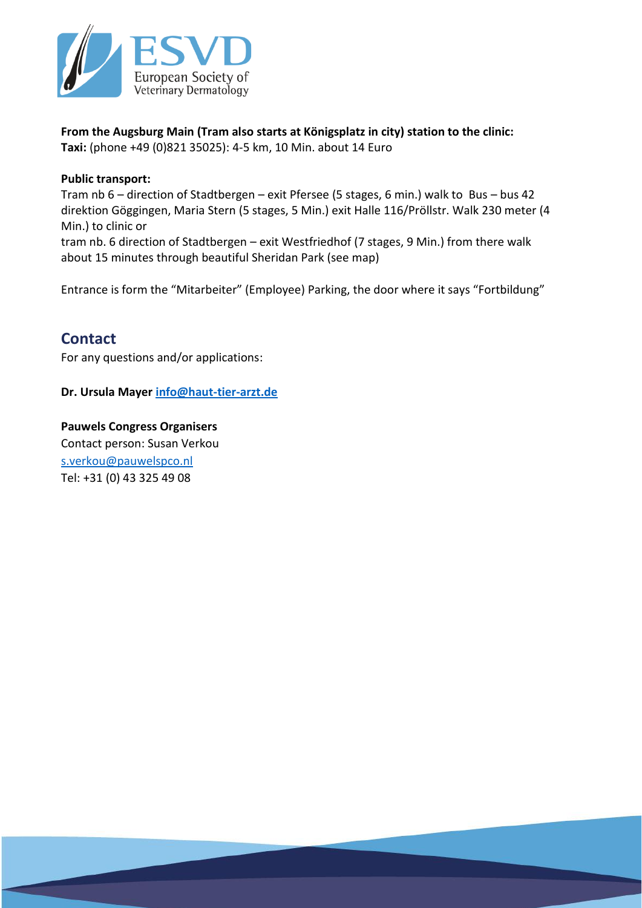**From the Augsburg Main (Tram also starts at Königsplatz in city) station to the clinic:**
**Taxi:** (phone +49 (0)821 35025): 4-5 km, 10 Min. about 14 Euro

**Public transport:**
Tram nb 6 – direction of Stadtbergen – exit Pfersee (5 stages, 6 min.) walk to Bus – bus 42 direktion Göggingen, Maria Stern (5 stages, 5 Min.) exit Halle 116/Pröllstr. Walk 230 meter (4 Min.) to clinic or
tram nb. 6 direction of Stadtbergen – exit Westfriedhof (7 stages, 9 Min.) from there walk about 15 minutes through beautiful Sheridan Park (see map)

Entrance is form the "Mitarbeiter" (Employee) Parking, the door where it says "Fortbildung"

## Contact

For any questions and/or applications:

**Dr. Ursula Mayer** info@haut-tier-arzt.de

**Pauwels Congress Organisers**
Contact person: Susan Verkou
s.verkou@pauwelspco.nl
Tel: +31 (0) 43 325 49 08